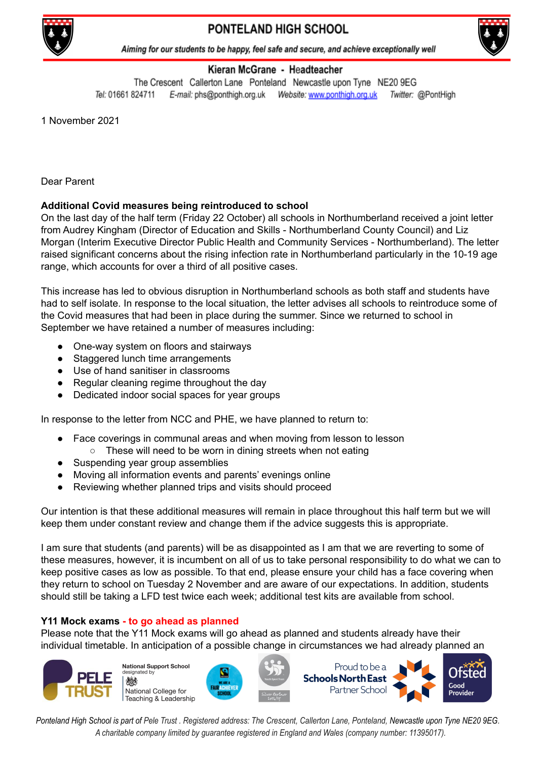# PONTELAND HIGH SCHOOL

*Aiming for our students to be happy, feel safe and secure, and achieve exceptionally well*

**Kieran McGrane - Headteacher**

The Crescent Callerton Lane Ponteland Newcastle upon Tyne NE20 9EG

*Tel:* 01661 824711 *E-mail:* phs@ponthigh.org.uk *Website:* www.ponthigh.org.uk *Twitter:* @PontHigh

1 November 2021

Dear Parent

**Additional Covid measures being reintroduced to school**

On the last day of the half term (Friday 22 October) all schools in Northumberland received a joint letter from Audrey Kingham (Director of Education and Skills - Northumberland County Council) and Liz Morgan (Interim Executive Director Public Health and Community Services - Northumberland). The letter raised significant concerns about the rising infection rate in Northumberland particularly in the 10-19 age range, which accounts for over a third of all positive cases.

This increase has led to obvious disruption in Northumberland schools as both staff and students have had to self isolate. In response to the local situation, the letter advises all schools to reintroduce some of the Covid measures that had been in place during the summer. Since we returned to school in September we have retained a number of measures including:

- One-way system on floors and stairways
- Staggered lunch time arrangements
- Use of hand sanitiser in classrooms
- Regular cleaning regime throughout the day
- Dedicated indoor social spaces for year groups

In response to the letter from NCC and PHE, we have planned to return to:

- Face coverings in communal areas and when moving from lesson to lesson
  - These will need to be worn in dining streets when not eating
- Suspending year group assemblies
- Moving all information events and parents' evenings online
- Reviewing whether planned trips and visits should proceed

Our intention is that these additional measures will remain in place throughout this half term but we will keep them under constant review and change them if the advice suggests this is appropriate.

I am sure that students (and parents) will be as disappointed as I am that we are reverting to some of these measures, however, it is incumbent on all of us to take personal responsibility to do what we can to keep positive cases as low as possible. To that end, please ensure your child has a face covering when they return to school on Tuesday 2 November and are aware of our expectations. In addition, students should still be taking a LFD test twice each week; additional test kits are available from school.

**Y11 Mock exams - to go ahead as planned**

Please note that the Y11 Mock exams will go ahead as planned and students already have their individual timetable. In anticipation of a possible change in circumstances we had already planned an

*Ponteland High School is part of Pele Trust . Registered address: The Crescent, Callerton Lane, Ponteland, Newcastle upon Tyne NE20 9EG. A charitable company limited by guarantee registered in England and Wales (company number: 11395017).*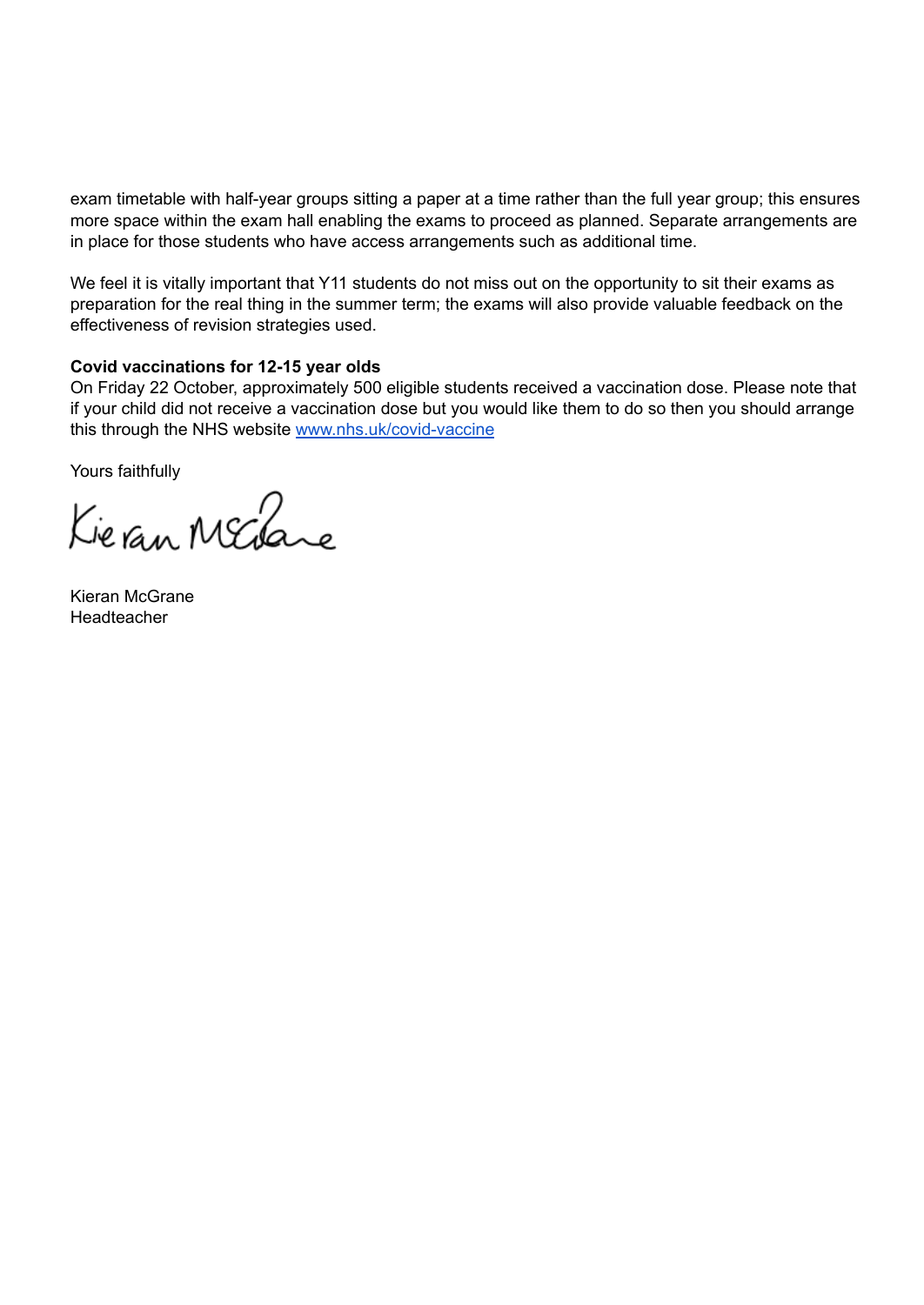exam timetable with half-year groups sitting a paper at a time rather than the full year group; this ensures more space within the exam hall enabling the exams to proceed as planned. Separate arrangements are in place for those students who have access arrangements such as additional time.

We feel it is vitally important that Y11 students do not miss out on the opportunity to sit their exams as preparation for the real thing in the summer term; the exams will also provide valuable feedback on the effectiveness of revision strategies used.

**Covid vaccinations for 12-15 year olds**

On Friday 22 October, approximately 500 eligible students received a vaccination dose. Please note that if your child did not receive a vaccination dose but you would like them to do so then you should arrange this through the NHS website [www.nhs.uk/covid-vaccine](http://www.nhs.uk/covid-vaccine)

Yours faithfully

Kieran McGrane

Kieran McGrane
Headteacher